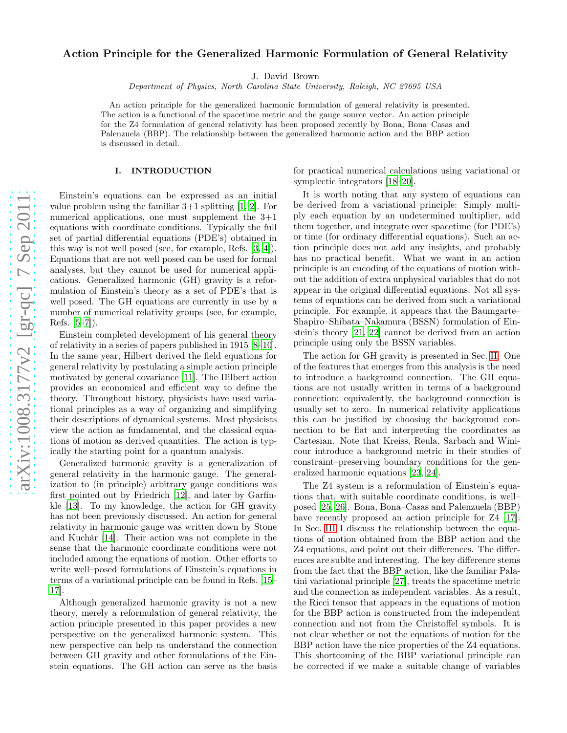# Action Principle for the Generalized Harmonic Formulation of General Relativity

J. David Brown

*Department of Physics, North Carolina State University, Raleigh, NC 27695 USA*

An action principle for the generalized harmonic formulation of general relativity is presented. The action is a functional of the spacetime metric and the gauge source vector. An action principle for the Z4 formulation of general relativity has been proposed recently by Bona, Bona–Casas and Palenzuela (BBP). The relationship between the generalized harmonic action and the BBP action is discussed in detail.

## I. INTRODUCTION

Einstein's equations can be expressed as an initial value problem using the familiar 3+1 splitting [1, 2]. For numerical applications, one must supplement the 3+1 equations with coordinate conditions. Typically the full set of partial differential equations (PDE's) obtained in this way is not well posed (see, for example, Refs. [3, 4]). Equations that are not well posed can be used for formal analyses, but they cannot be used for numerical applications. Generalized harmonic (GH) gravity is a reformulation of Einstein's theory as a set of PDE's that is well posed. The GH equations are currently in use by a number of numerical relativity groups (see, for example, Refs. [5–7]).

Einstein completed development of his general theory of relativity in a series of papers published in 1915 [8–10]. In the same year, Hilbert derived the field equations for general relativity by postulating a simple action principle motivated by general covariance [11]. The Hilbert action provides an economical and efficient way to define the theory. Throughout history, physicists have used variational principles as a way of organizing and simplifying their descriptions of dynamical systems. Most physicists view the action as fundamental, and the classical equations of motion as derived quantities. The action is typically the starting point for a quantum analysis.

Generalized harmonic gravity is a generalization of general relativity in the harmonic gauge. The generalization to (in principle) arbitrary gauge conditions was first pointed out by Friedrich [12], and later by Garfinkle [13]. To my knowledge, the action for GH gravity has not been previously discussed. An action for general relativity in harmonic gauge was written down by Stone and Kuchǎr [14]. Their action was not complete in the sense that the harmonic coordinate conditions were not included among the equations of motion. Other efforts to write well–posed formulations of Einstein's equations in terms of a variational principle can be found in Refs. [15–17].

Although generalized harmonic gravity is not a new theory, merely a reformulation of general relativity, the action principle presented in this paper provides a new perspective on the generalized harmonic system. This new perspective can help us understand the connection between GH gravity and other formulations of the Einstein equations. The GH action can serve as the basis for practical numerical calculations using variational or symplectic integrators [18–20].

It is worth noting that any system of equations can be derived from a variational principle: Simply multiply each equation by an undetermined multiplier, add them together, and integrate over spacetime (for PDE's) or time (for ordinary differential equations). Such an action principle does not add any insights, and probably has no practical benefit. What we want in an action principle is an encoding of the equations of motion without the addition of extra unphysical variables that do not appear in the original differential equations. Not all systems of equations can be derived from such a variational principle. For example, it appears that the Baumgarte–Shapiro–Shibata–Nakamura (BSSN) formulation of Einstein's theory [21, 22] cannot be derived from an action principle using only the BSSN variables.

The action for GH gravity is presented in Sec. II. One of the features that emerges from this analysis is the need to introduce a background connection. The GH equations are not usually written in terms of a background connection; equivalently, the background connection is usually set to zero. In numerical relativity applications this can be justified by choosing the background connection to be flat and interpreting the coordinates as Cartesian. Note that Kreiss, Reula, Sarbach and Winicour introduce a background metric in their studies of constraint–preserving boundary conditions for the generalized harmonic equations [23, 24].

The Z4 system is a reformulation of Einstein's equations that, with suitable coordinate conditions, is well–posed [25, 26]. Bona, Bona–Casas and Palenzuela (BBP) have recently proposed an action principle for Z4 [17]. In Sec. III I discuss the relationship between the equations of motion obtained from the BBP action and the Z4 equations, and point out their differences. The differences are sublte and interesting. The key difference stems from the fact that the BBP action, like the familiar Palatini variational principle [27], treats the spacetime metric and the connection as independent variables. As a result, the Ricci tensor that appears in the equations of motion for the BBP action is constructed from the independent connection and not from the Christoffel symbols. It is not clear whether or not the equations of motion for the BBP action have the nice properties of the Z4 equations. This shortcoming of the BBP variational principle can be corrected if we make a suitable change of variables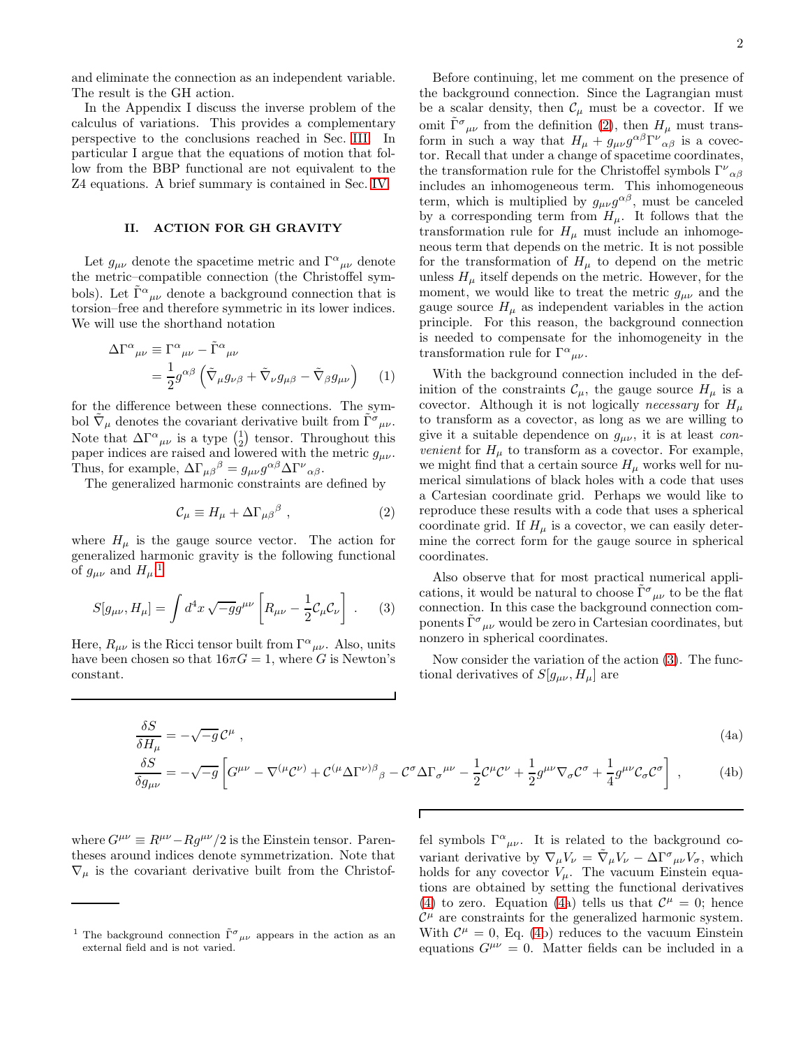and eliminate the connection as an independent variable. The result is the GH action.

In the Appendix I discuss the inverse problem of the calculus of variations. This provides a complementary perspective to the conclusions reached in Sec. III. In particular I argue that the equations of motion that follow from the BBP functional are not equivalent to the Z4 equations. A brief summary is contained in Sec. IV.

## II. ACTION FOR GH GRAVITY

Let $g_{\mu\nu}$ denote the spacetime metric and $\Gamma^{\alpha}{}_{\mu\nu}$ denote the metric–compatible connection (the Christoffel symbols). Let $\tilde{\Gamma}^{\alpha}{}_{\mu\nu}$ denote a background connection that is torsion–free and therefore symmetric in its lower indices. We will use the shorthand notation

$$
\begin{aligned}
\Delta\Gamma^{\alpha}{}_{\mu\nu} &\equiv \Gamma^{\alpha}{}_{\mu\nu} - \tilde{\Gamma}^{\alpha}{}_{\mu\nu} \\
&= \frac{1}{2} g^{\alpha\beta}\left(\tilde{\nabla}_{\mu} g_{\nu\beta} + \tilde{\nabla}_{\nu} g_{\mu\beta} - \tilde{\nabla}_{\beta} g_{\mu\nu}\right)
\end{aligned} \tag{1}
$$

for the difference between these connections. The symbol $\tilde{\nabla}_{\mu}$ denotes the covariant derivative built from $\tilde{\Gamma}^{\sigma}{}_{\mu\nu}$. Note that $\Delta\Gamma^{\alpha}{}_{\mu\nu}$ is a type $\binom{1}{2}$ tensor. Throughout this paper indices are raised and lowered with the metric $g_{\mu\nu}$. Thus, for example, $\Delta\Gamma_{\mu\beta}{}^{\beta} = g_{\mu\nu} g^{\alpha\beta} \Delta\Gamma^{\nu}{}_{\alpha\beta}$.

The generalized harmonic constraints are defined by

$$
\mathcal{C}_{\mu} \equiv H_{\mu} + \Delta\Gamma_{\mu\beta}{}^{\beta} , \tag{2}
$$

where $H_{\mu}$ is the gauge source vector. The action for generalized harmonic gravity is the following functional of $g_{\mu\nu}$ and $H_{\mu}$:[1]

$$
S[g_{\mu\nu}, H_{\mu}] = \int d^4x \sqrt{-g}\, g^{\mu\nu}\left[R_{\mu\nu} - \frac{1}{2}\mathcal{C}_{\mu}\mathcal{C}_{\nu}\right] . \tag{3}
$$

Here, $R_{\mu\nu}$ is the Ricci tensor built from $\Gamma^{\alpha}{}_{\mu\nu}$. Also, units have been chosen so that $16\pi G = 1$, where $G$ is Newton's constant.

Before continuing, let me comment on the presence of the background connection. Since the Lagrangian must be a scalar density, then $\mathcal{C}_{\mu}$ must be a covector. If we omit $\tilde{\Gamma}^{\sigma}{}_{\mu\nu}$ from the definition (2), then $H_{\mu}$ must transform in such a way that $H_{\mu} + g_{\mu\nu} g^{\alpha\beta}\Gamma^{\nu}{}_{\alpha\beta}$ is a covector. Recall that under a change of spacetime coordinates, the transformation rule for the Christoffel symbols $\Gamma^{\nu}{}_{\alpha\beta}$ includes an inhomogeneous term. This inhomogeneous term, which is multiplied by $g_{\mu\nu} g^{\alpha\beta}$, must be canceled by a corresponding term from $H_{\mu}$. It follows that the transformation rule for $H_{\mu}$ must include an inhomogeneous term that depends on the metric. It is not possible for the transformation of $H_{\mu}$ to depend on the metric unless $H_{\mu}$ itself depends on the metric. However, for the moment, we would like to treat the metric $g_{\mu\nu}$ and the gauge source $H_{\mu}$ as independent variables in the action principle. For this reason, the background connection is needed to compensate for the inhomogeneity in the transformation rule for $\Gamma^{\alpha}{}_{\mu\nu}$.

With the background connection included in the definition of the constraints $\mathcal{C}_{\mu}$, the gauge source $H_{\mu}$ is a covector. Although it is not logically *necessary* for $H_{\mu}$ to transform as a covector, as long as we are willing to give it a suitable dependence on $g_{\mu\nu}$, it is at least *convenient* for $H_{\mu}$ to transform as a covector. For example, we might find that a certain source $H_{\mu}$ works well for numerical simulations of black holes with a code that uses a Cartesian coordinate grid. Perhaps we would like to reproduce these results with a code that uses a spherical coordinate grid. If $H_{\mu}$ is a covector, we can easily determine the correct form for the gauge source in spherical coordinates.

Also observe that for most practical numerical applications, it would be natural to choose $\tilde{\Gamma}^{\sigma}{}_{\mu\nu}$ to be the flat connection. In this case the background connection components $\tilde{\Gamma}^{\sigma}{}_{\mu\nu}$ would be zero in Cartesian coordinates, but nonzero in spherical coordinates.

Now consider the variation of the action (3). The functional derivatives of $S[g_{\mu\nu}, H_{\mu}]$ are

$$
\frac{\delta S}{\delta H_{\mu}} = -\sqrt{-g}\,\mathcal{C}^{\mu} , \tag{4a}
$$

$$
\frac{\delta S}{\delta g_{\mu\nu}} = -\sqrt{-g}\left[G^{\mu\nu} - \nabla^{(\mu}\mathcal{C}^{\nu)} + \mathcal{C}^{(\mu}\Delta\Gamma^{\nu)\beta}{}_{\beta} - \mathcal{C}^{\sigma}\Delta\Gamma_{\sigma}{}^{\mu\nu} - \frac{1}{2}\mathcal{C}^{\mu}\mathcal{C}^{\nu} + \frac{1}{2}g^{\mu\nu}\nabla_{\sigma}\mathcal{C}^{\sigma} + \frac{1}{4}g^{\mu\nu}\mathcal{C}_{\sigma}\mathcal{C}^{\sigma}\right] , \tag{4b}
$$

where $G^{\mu\nu} \equiv R^{\mu\nu} - Rg^{\mu\nu}/2$ is the Einstein tensor. Parentheses around indices denote symmetrization. Note that $\nabla_{\mu}$ is the covariant derivative built from the Christoffel symbols $\Gamma^{\alpha}{}_{\mu\nu}$. It is related to the background covariant derivative by $\nabla_{\mu} V_{\nu} = \tilde{\nabla}_{\mu} V_{\nu} - \Delta\Gamma^{\sigma}{}_{\mu\nu} V_{\sigma}$, which holds for any covector $V_{\mu}$. The vacuum Einstein equations are obtained by setting the functional derivatives (4) to zero. Equation (4a) tells us that $\mathcal{C}^{\mu} = 0$; hence $\mathcal{C}^{\mu}$ are constraints for the generalized harmonic system. With $\mathcal{C}^{\mu} = 0$, Eq. (4b) reduces to the vacuum Einstein equations $G^{\mu\nu} = 0$. Matter fields can be included in a

[1] The background connection $\tilde{\Gamma}^{\sigma}{}_{\mu\nu}$ appears in the action as an external field and is not varied.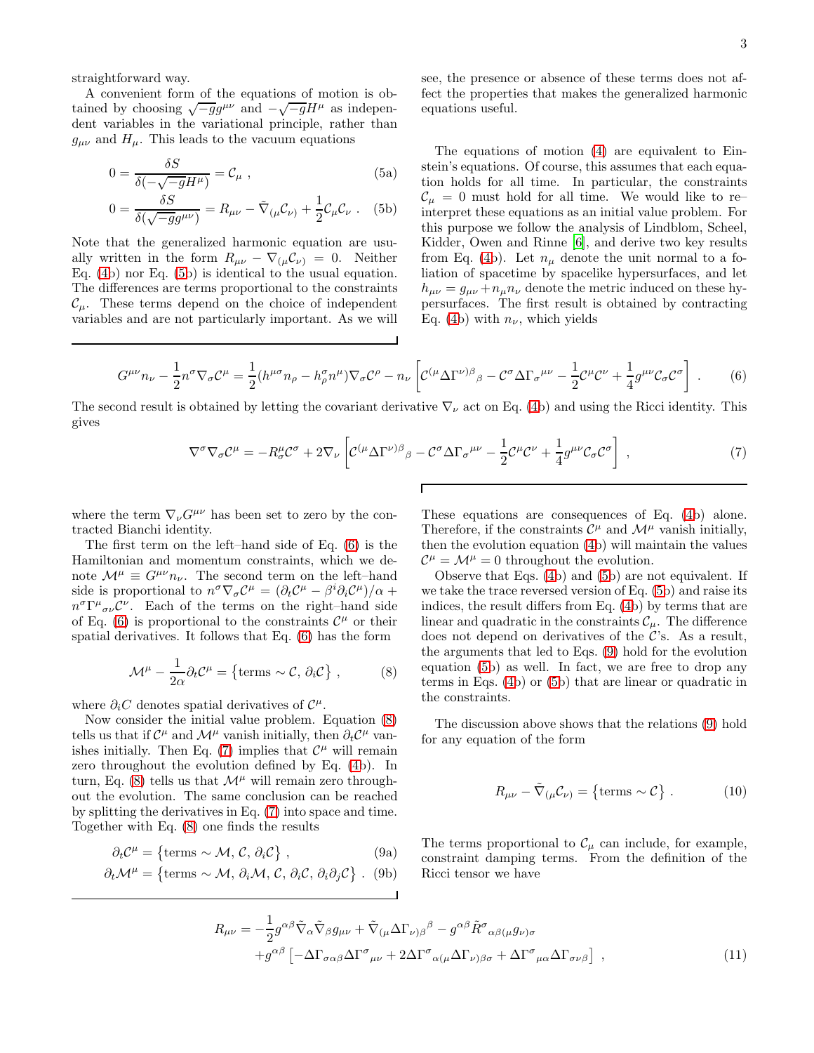straightforward way.

A convenient form of the equations of motion is obtained by choosing $\sqrt{-g}g^{\mu\nu}$ and $-\sqrt{-g}H^\mu$ as independent variables in the variational principle, rather than $g_{\mu\nu}$ and $H_\mu$. This leads to the vacuum equations

$$0 = \frac{\delta S}{\delta(-\sqrt{-g}H^\mu)} = \mathcal{C}_\mu \ , \tag{5a}$$

$$0 = \frac{\delta S}{\delta(\sqrt{-g}g^{\mu\nu})} = R_{\mu\nu} - \tilde{\nabla}_{(\mu}\mathcal{C}_{\nu)} + \frac{1}{2}\mathcal{C}_\mu\mathcal{C}_\nu \ . \tag{5b}$$

Note that the generalized harmonic equation are usually written in the form $R_{\mu\nu} - \nabla_{(\mu}\mathcal{C}_{\nu)} = 0$. Neither Eq. (4b) nor Eq. (5b) is identical to the usual equation. The differences are terms proportional to the constraints $\mathcal{C}_\mu$. These terms depend on the choice of independent variables and are not particularly important. As we will see, the presence or absence of these terms does not affect the properties that makes the generalized harmonic equations useful.

The equations of motion (4) are equivalent to Einstein's equations. Of course, this assumes that each equation holds for all time. In particular, the constraints $\mathcal{C}_\mu = 0$ must hold for all time. We would like to re–interpret these equations as an initial value problem. For this purpose we follow the analysis of Lindblom, Scheel, Kidder, Owen and Rinne [6], and derive two key results from Eq. (4b). Let $n_\mu$ denote the unit normal to a foliation of spacetime by spacelike hypersurfaces, and let $h_{\mu\nu} = g_{\mu\nu} + n_\mu n_\nu$ denote the metric induced on these hypersurfaces. The first result is obtained by contracting Eq. (4b) with $n_\nu$, which yields

$$G^{\mu\nu}n_\nu - \frac{1}{2}n^\sigma\nabla_\sigma\mathcal{C}^\mu = \frac{1}{2}(h^{\mu\sigma}n_\rho - h^\sigma_\rho n^\mu)\nabla_\sigma\mathcal{C}^\rho - n_\nu\left[\mathcal{C}^{(\mu}\Delta\Gamma^{\nu)\beta}{}_\beta - \mathcal{C}^\sigma\Delta\Gamma_\sigma{}^{\mu\nu} - \frac{1}{2}\mathcal{C}^\mu\mathcal{C}^\nu + \frac{1}{4}g^{\mu\nu}\mathcal{C}_\sigma\mathcal{C}^\sigma\right] \ . \tag{6}$$

The second result is obtained by letting the covariant derivative $\nabla_\nu$ act on Eq. (4b) and using the Ricci identity. This gives

$$\nabla^\sigma\nabla_\sigma\mathcal{C}^\mu = -R^\mu_\sigma\mathcal{C}^\sigma + 2\nabla_\nu\left[\mathcal{C}^{(\mu}\Delta\Gamma^{\nu)\beta}{}_\beta - \mathcal{C}^\sigma\Delta\Gamma_\sigma{}^{\mu\nu} - \frac{1}{2}\mathcal{C}^\mu\mathcal{C}^\nu + \frac{1}{4}g^{\mu\nu}\mathcal{C}_\sigma\mathcal{C}^\sigma\right] \ , \tag{7}$$

where the term $\nabla_\nu G^{\mu\nu}$ has been set to zero by the contracted Bianchi identity.

The first term on the left–hand side of Eq. (6) is the Hamiltonian and momentum constraints, which we denote $\mathcal{M}^\mu \equiv G^{\mu\nu}n_\nu$. The second term on the left–hand side is proportional to $n^\sigma\nabla_\sigma\mathcal{C}^\mu = (\partial_t\mathcal{C}^\mu - \beta^i\partial_i\mathcal{C}^\mu)/\alpha + n^\sigma\Gamma^\mu{}_{\sigma\nu}\mathcal{C}^\nu$. Each of the terms on the right–hand side of Eq. (6) is proportional to the constraints $\mathcal{C}^\mu$ or their spatial derivatives. It follows that Eq. (6) has the form

$$\mathcal{M}^\mu - \frac{1}{2\alpha}\partial_t\mathcal{C}^\mu = \left\{\text{terms} \sim \mathcal{C},\, \partial_i\mathcal{C}\right\} \ , \tag{8}$$

where $\partial_i C$ denotes spatial derivatives of $\mathcal{C}^\mu$.

Now consider the initial value problem. Equation (8) tells us that if $\mathcal{C}^\mu$ and $\mathcal{M}^\mu$ vanish initially, then $\partial_t\mathcal{C}^\mu$ vanishes initially. Then Eq. (7) implies that $\mathcal{C}^\mu$ will remain zero throughout the evolution defined by Eq. (4b). In turn, Eq. (8) tells us that $\mathcal{M}^\mu$ will remain zero throughout the evolution. The same conclusion can be reached by splitting the derivatives in Eq. (7) into space and time. Together with Eq. (8) one finds the results

$$\partial_t\mathcal{C}^\mu = \left\{\text{terms} \sim \mathcal{M},\, \mathcal{C},\, \partial_i\mathcal{C}\right\} \ , \tag{9a}$$

$$\partial_t\mathcal{M}^\mu = \left\{\text{terms} \sim \mathcal{M},\, \partial_i\mathcal{M},\, \mathcal{C},\, \partial_i\mathcal{C},\, \partial_i\partial_j\mathcal{C}\right\} \ . \tag{9b}$$

These equations are consequences of Eq. (4b) alone. Therefore, if the constraints $\mathcal{C}^\mu$ and $\mathcal{M}^\mu$ vanish initially, then the evolution equation (4b) will maintain the values $\mathcal{C}^\mu = \mathcal{M}^\mu = 0$ throughout the evolution.

Observe that Eqs. (4b) and (5b) are not equivalent. If we take the trace reversed version of Eq. (5b) and raise its indices, the result differs from Eq. (4b) by terms that are linear and quadratic in the constraints $\mathcal{C}_\mu$. The difference does not depend on derivatives of the $\mathcal{C}$'s. As a result, the arguments that led to Eqs. (9) hold for the evolution equation (5b) as well. In fact, we are free to drop any terms in Eqs. (4b) or (5b) that are linear or quadratic in the constraints.

The discussion above shows that the relations (9) hold for any equation of the form

$$R_{\mu\nu} - \tilde{\nabla}_{(\mu}\mathcal{C}_{\nu)} = \left\{\text{terms} \sim \mathcal{C}\right\} \ . \tag{10}$$

The terms proportional to $\mathcal{C}_\mu$ can include, for example, constraint damping terms. From the definition of the Ricci tensor we have

$$\begin{aligned} R_{\mu\nu} = &-\frac{1}{2}g^{\alpha\beta}\tilde{\nabla}_\alpha\tilde{\nabla}_\beta g_{\mu\nu} + \tilde{\nabla}_{(\mu}\Delta\Gamma_{\nu)\beta}{}^\beta - g^{\alpha\beta}\tilde{R}^\sigma{}_{\alpha\beta(\mu}g_{\nu)\sigma} \\ &+ g^{\alpha\beta}\left[-\Delta\Gamma_{\sigma\alpha\beta}\Delta\Gamma^\sigma{}_{\mu\nu} + 2\Delta\Gamma^\sigma{}_{\alpha(\mu}\Delta\Gamma_{\nu)\beta\sigma} + \Delta\Gamma^\sigma{}_{\mu\alpha}\Delta\Gamma_{\sigma\nu\beta}\right] \ , \end{aligned} \tag{11}$$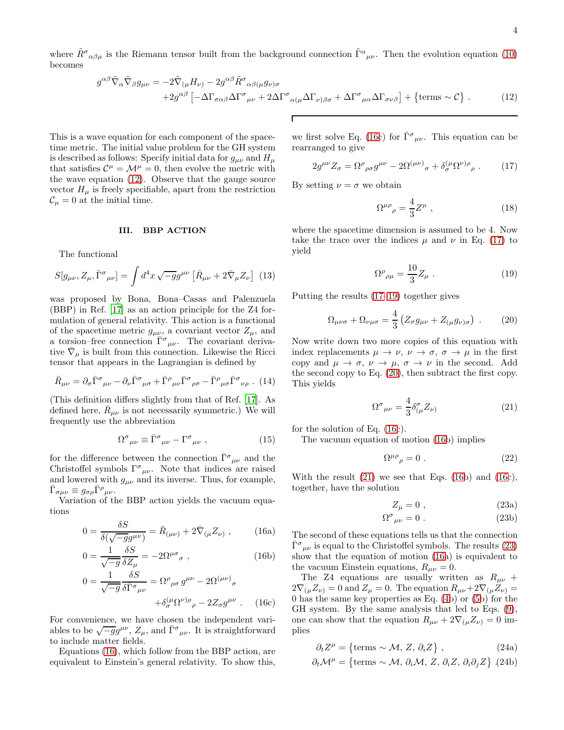where $\tilde{R}^\sigma{}_{\alpha\beta\mu}$ is the Riemann tensor built from the background connection $\tilde{\Gamma}^\alpha{}_{\mu\nu}$. Then the evolution equation (10) becomes

$$g^{\alpha\beta}\tilde{\nabla}_\alpha\tilde{\nabla}_\beta g_{\mu\nu} = -2\tilde{\nabla}_{(\mu}H_{\nu)} - 2g^{\alpha\beta}\tilde{R}^\sigma{}_{\alpha\beta(\mu}g_{\nu)\sigma} + 2g^{\alpha\beta}\left[-\Delta\Gamma_{\sigma\alpha\beta}\Delta\Gamma^\sigma{}_{\mu\nu} + 2\Delta\Gamma^\sigma{}_{\alpha(\mu}\Delta\Gamma_{\nu)\beta\sigma} + \Delta\Gamma^\sigma{}_{\mu\alpha}\Delta\Gamma_{\sigma\nu\beta}\right] + \left\{\text{terms} \sim \mathcal{C}\right\} . \quad (12)$$

This is a wave equation for each component of the spacetime metric. The initial value problem for the GH system is described as follows: Specify initial data for $g_{\mu\nu}$ and $H_\mu$ that satisfies $\mathcal{C}^\mu = \mathcal{M}^\mu = 0$, then evolve the metric with the wave equation (12). Observe that the gauge source vector $H_\mu$ is freely specifiable, apart from the restriction $\mathcal{C}_\mu = 0$ at the initial time.

## III. BBP ACTION

The functional

$$S[g_{\mu\nu}, Z_\mu, \bar{\Gamma}^\sigma{}_{\mu\nu}] = \int d^4x\, \sqrt{-g}g^{\mu\nu}\left[\bar{R}_{\mu\nu} + 2\bar{\nabla}_\mu Z_\nu\right] \quad (13)$$

was proposed by Bona, Bona–Casas and Palenzuela (BBP) in Ref. [17] as an action principle for the Z4 formulation of general relativity. This action is a functional of the spacetime metric $g_{\mu\nu}$, a covariant vector $Z_\mu$, and a torsion–free connection $\bar{\Gamma}^\sigma{}_{\mu\nu}$. The covariant derivative $\bar{\nabla}_\mu$ is built from this connection. Likewise the Ricci tensor that appears in the Lagrangian is defined by

$$\bar{R}_{\mu\nu} = \partial_\sigma\bar{\Gamma}^\sigma{}_{\mu\nu} - \partial_\nu\bar{\Gamma}^\sigma{}_{\mu\sigma} + \bar{\Gamma}^\rho{}_{\mu\nu}\bar{\Gamma}^\sigma{}_{\rho\sigma} - \bar{\Gamma}^\rho{}_{\mu\sigma}\bar{\Gamma}^\sigma{}_{\nu\rho} . \quad (14)$$

(This definition differs slightly from that of Ref. [17]. As defined here, $\bar{R}_{\mu\nu}$ is not necessarily symmetric.) We will frequently use the abbreviation

$$\Omega^\sigma{}_{\mu\nu} \equiv \bar{\Gamma}^\sigma{}_{\mu\nu} - \Gamma^\sigma{}_{\mu\nu} , \quad (15)$$

for the difference between the connection $\bar{\Gamma}^\sigma{}_{\mu\nu}$ and the Christoffel symbols $\Gamma^\sigma{}_{\mu\nu}$. Note that indices are raised and lowered with $g_{\mu\nu}$ and its inverse. Thus, for example, $\bar{\Gamma}_{\sigma\mu\nu} \equiv g_{\sigma\rho}\bar{\Gamma}^\rho{}_{\mu\nu}$.

Variation of the BBP action yields the vacuum equations

$$0 = \frac{\delta S}{\delta(\sqrt{-g}g^{\mu\nu})} = \bar{R}_{(\mu\nu)} + 2\bar{\nabla}_{(\mu}Z_{\nu)} , \quad (16a)$$

$$0 = \frac{1}{\sqrt{-g}}\frac{\delta S}{\delta Z_\mu} = -2\Omega^{\mu\sigma}{}_\sigma , \quad (16b)$$

$$0 = \frac{1}{\sqrt{-g}}\frac{\delta S}{\delta\bar{\Gamma}^\sigma{}_{\mu\nu}} = \Omega^\rho{}_{\rho\sigma}\, g^{\mu\nu} - 2\Omega^{(\mu\nu)}{}_\sigma + \delta^{(\mu}_\sigma\Omega^{\nu)\rho}{}_\rho - 2Z_\sigma g^{\mu\nu} . \quad (16c)$$

For convenience, we have chosen the independent variables to be $\sqrt{-g}g^{\mu\nu}$, $Z_\mu$, and $\bar{\Gamma}^\sigma{}_{\mu\nu}$. It is straightforward to include matter fields.

Equations (16), which follow from the BBP action, are equivalent to Einstein's general relativity. To show this, we first solve Eq. (16c) for $\bar{\Gamma}^\sigma{}_{\mu\nu}$. This equation can be rearranged to give

$$2g^{\mu\nu}Z_\sigma = \Omega^\rho{}_{\rho\sigma}g^{\mu\nu} - 2\Omega^{(\mu\nu)}{}_\sigma + \delta^{(\mu}_\sigma\Omega^{\nu)\rho}{}_\rho . \quad (17)$$

By setting $\nu = \sigma$ we obtain

$$\Omega^{\mu\rho}{}_\rho = \frac{4}{3}Z^\mu , \quad (18)$$

where the spacetime dimension is assumed to be 4. Now take the trace over the indices $\mu$ and $\nu$ in Eq. (17) to yield

$$\Omega^\rho{}_{\rho\mu} = \frac{10}{3}Z_\mu . \quad (19)$$

Putting the results (17–19) together gives

$$\Omega_{\mu\nu\sigma} + \Omega_{\nu\mu\sigma} = \frac{4}{3}\left(Z_\sigma g_{\mu\nu} + Z_{(\mu}g_{\nu)\sigma}\right) . \quad (20)$$

Now write down two more copies of this equation with index replacements $\mu \to \nu$, $\nu \to \sigma$, $\sigma \to \mu$ in the first copy and $\mu \to \sigma$, $\nu \to \mu$, $\sigma \to \nu$ in the second. Add the second copy to Eq. (20), then subtract the first copy. This yields

$$\Omega^\sigma{}_{\mu\nu} = \frac{4}{3}\delta^\sigma_{(\mu}Z_{\nu)} \quad (21)$$

for the solution of Eq. (16c).

The vacuum equation of motion (16b) implies

$$\Omega^{\mu\rho}{}_\rho = 0 . \quad (22)$$

With the result (21) we see that Eqs. (16b) and (16c), together, have the solution

$$Z_\mu = 0 , \quad (23a)$$

$$\Omega^\sigma{}_{\mu\nu} = 0 . \quad (23b)$$

The second of these equations tells us that the connection $\bar{\Gamma}^\sigma{}_{\mu\nu}$ is equal to the Christoffel symbols. The results (23) show that the equation of motion (16a) is equivalent to the vacuum Einstein equations, $R_{\mu\nu} = 0$.

The Z4 equations are usually written as $R_{\mu\nu} + 2\nabla_{(\mu}Z_{\nu)} = 0$ and $Z_\mu = 0$. The equation $R_{\mu\nu} + 2\nabla_{(\mu}Z_{\nu)} = 0$ has the same key properties as Eq. (4b) or (5b) for the GH system. By the same analysis that led to Eqs. (9), one can show that the equation $R_{\mu\nu} + 2\nabla_{(\mu}Z_{\nu)} = 0$ implies

$$\partial_t Z^\mu = \left\{\text{terms} \sim \mathcal{M},\, Z,\, \partial_i Z\right\} , \quad (24a)$$

$$\partial_t\mathcal{M}^\mu = \left\{\text{terms} \sim \mathcal{M},\, \partial_i\mathcal{M},\, Z,\, \partial_i Z,\, \partial_i\partial_j Z\right\} . \quad (24b)$$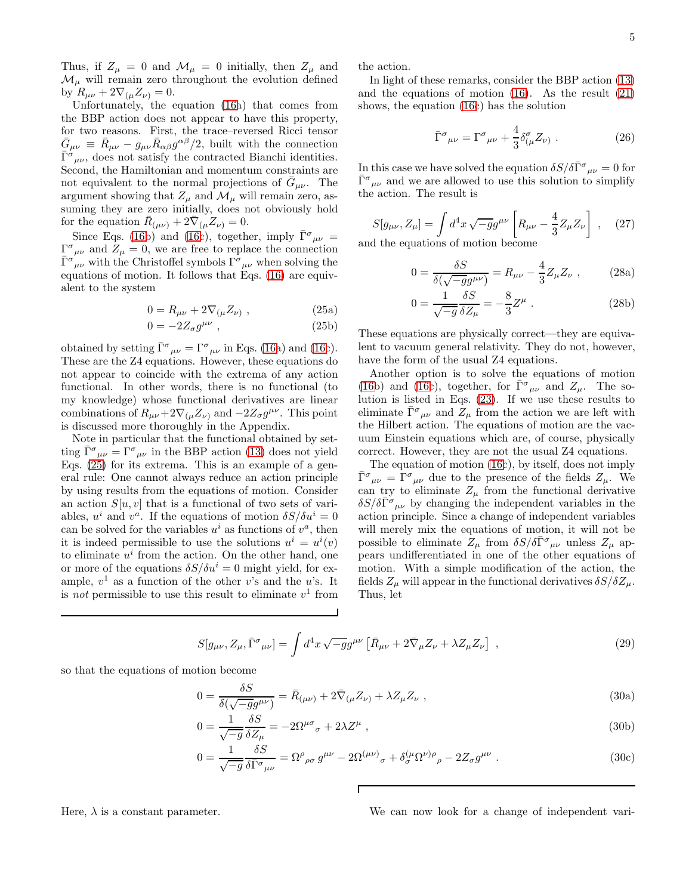Thus, if $Z_\mu = 0$ and $\mathcal{M}_\mu = 0$ initially, then $Z_\mu$ and $\mathcal{M}_\mu$ will remain zero throughout the evolution defined by $R_{\mu\nu} + 2\nabla_{(\mu}Z_{\nu)} = 0$.

Unfortunately, the equation (16a) that comes from the BBP action does not appear to have this property, for two reasons. First, the trace–reversed Ricci tensor $\bar{G}_{\mu\nu} \equiv \bar{R}_{\mu\nu} - g_{\mu\nu}\bar{R}_{\alpha\beta}g^{\alpha\beta}/2$, built with the connection $\bar{\Gamma}^\sigma{}_{\mu\nu}$, does not satisfy the contracted Bianchi identities. Second, the Hamiltonian and momentum constraints are not equivalent to the normal projections of $\bar{G}_{\mu\nu}$. The argument showing that $Z_\mu$ and $\mathcal{M}_\mu$ will remain zero, assuming they are zero initially, does not obviously hold for the equation $\bar{R}_{(\mu\nu)} + 2\bar{\nabla}_{(\mu}Z_{\nu)} = 0$.

Since Eqs. (16b) and (16c), together, imply $\bar{\Gamma}^\sigma{}_{\mu\nu} = \Gamma^\sigma{}_{\mu\nu}$ and $Z_\mu = 0$, we are free to replace the connection $\bar{\Gamma}^\sigma{}_{\mu\nu}$ with the Christoffel symbols $\Gamma^\sigma{}_{\mu\nu}$ when solving the equations of motion. It follows that Eqs. (16) are equivalent to the system

$$0 = R_{\mu\nu} + 2\nabla_{(\mu}Z_{\nu)} \ , \tag{25a}$$

$$0 = -2Z_\sigma g^{\mu\nu} \ , \tag{25b}$$

obtained by setting $\bar{\Gamma}^\sigma{}_{\mu\nu} = \Gamma^\sigma{}_{\mu\nu}$ in Eqs. (16a) and (16c). These are the Z4 equations. However, these equations do not appear to coincide with the extrema of any action functional. In other words, there is no functional (to my knowledge) whose functional derivatives are linear combinations of $R_{\mu\nu} + 2\nabla_{(\mu}Z_{\nu)}$ and $-2Z_\sigma g^{\mu\nu}$. This point is discussed more thoroughly in the Appendix.

Note in particular that the functional obtained by setting $\bar{\Gamma}^\sigma{}_{\mu\nu} = \Gamma^\sigma{}_{\mu\nu}$ in the BBP action (13) does not yield Eqs. (25) for its extrema. This is an example of a general rule: One cannot always reduce an action principle by using results from the equations of motion. Consider an action $S[u,v]$ that is a functional of two sets of variables, $u^i$ and $v^a$. If the equations of motion $\delta S/\delta u^i = 0$ can be solved for the variables $u^i$ as functions of $v^a$, then it is indeed permissible to use the solutions $u^i = u^i(v)$ to eliminate $u^i$ from the action. On the other hand, one or more of the equations $\delta S/\delta u^i = 0$ might yield, for example, $v^1$ as a function of the other $v$'s and the $u$'s. It is *not* permissible to use this result to eliminate $v^1$ from the action.

In light of these remarks, consider the BBP action (13) and the equations of motion (16). As the result (21) shows, the equation (16c) has the solution

$$\bar{\Gamma}^\sigma{}_{\mu\nu} = \Gamma^\sigma{}_{\mu\nu} + \frac{4}{3}\delta^\sigma_{(\mu}Z_{\nu)} \ . \tag{26}$$

In this case we have solved the equation $\delta S/\delta\bar{\Gamma}^\sigma{}_{\mu\nu} = 0$ for $\bar{\Gamma}^\sigma{}_{\mu\nu}$ and we are allowed to use this solution to simplify the action. The result is

$$S[g_{\mu\nu}, Z_\mu] = \int d^4x \sqrt{-g} g^{\mu\nu}\left[R_{\mu\nu} - \frac{4}{3}Z_\mu Z_\nu\right] \ , \tag{27}$$

and the equations of motion become

$$0 = \frac{\delta S}{\delta(\sqrt{-g}g^{\mu\nu})} = R_{\mu\nu} - \frac{4}{3}Z_\mu Z_\nu \ , \tag{28a}$$

$$0 = \frac{1}{\sqrt{-g}}\frac{\delta S}{\delta Z_\mu} = -\frac{8}{3}Z^\mu \ . \tag{28b}$$

These equations are physically correct—they are equivalent to vacuum general relativity. They do not, however, have the form of the usual Z4 equations.

Another option is to solve the equations of motion (16b) and (16c), together, for $\bar{\Gamma}^\sigma{}_{\mu\nu}$ and $Z_\mu$. The solution is listed in Eqs. (23). If we use these results to eliminate $\bar{\Gamma}^\sigma{}_{\mu\nu}$ and $Z_\mu$ from the action we are left with the Hilbert action. The equations of motion are the vacuum Einstein equations which are, of course, physically correct. However, they are not the usual Z4 equations.

The equation of motion (16c), by itself, does not imply $\bar{\Gamma}^\sigma{}_{\mu\nu} = \Gamma^\sigma{}_{\mu\nu}$ due to the presence of the fields $Z_\mu$. We can try to eliminate $Z_\mu$ from the functional derivative $\delta S/\delta\bar{\Gamma}^\sigma{}_{\mu\nu}$ by changing the independent variables in the action principle. Since a change of independent variables will merely mix the equations of motion, it will not be possible to eliminate $Z_\mu$ from $\delta S/\delta\bar{\Gamma}^\sigma{}_{\mu\nu}$ unless $Z_\mu$ appears undifferentiated in one of the other equations of motion. With a simple modification of the action, the fields $Z_\mu$ will appear in the functional derivatives $\delta S/\delta Z_\mu$. Thus, let

$$S[g_{\mu\nu}, Z_\mu, \bar{\Gamma}^\sigma{}_{\mu\nu}] = \int d^4x \sqrt{-g} g^{\mu\nu}\left[\bar{R}_{\mu\nu} + 2\bar{\nabla}_\mu Z_\nu + \lambda Z_\mu Z_\nu\right] \ , \tag{29}$$

so that the equations of motion become

$$0 = \frac{\delta S}{\delta(\sqrt{-g}g^{\mu\nu})} = \bar{R}_{(\mu\nu)} + 2\bar{\nabla}_{(\mu}Z_{\nu)} + \lambda Z_\mu Z_\nu \ , \tag{30a}$$

$$0 = \frac{1}{\sqrt{-g}}\frac{\delta S}{\delta Z_\mu} = -2\Omega^{\mu\sigma}{}_\sigma + 2\lambda Z^\mu \ , \tag{30b}$$

$$0 = \frac{1}{\sqrt{-g}}\frac{\delta S}{\delta\bar{\Gamma}^\sigma{}_{\mu\nu}} = \Omega^\rho{}_{\rho\sigma}\, g^{\mu\nu} - 2\Omega^{(\mu\nu)}{}_\sigma + \delta^{(\mu}_\sigma\Omega^{\nu)\rho}{}_\rho - 2Z_\sigma g^{\mu\nu} \ . \tag{30c}$$

Here, $\lambda$ is a constant parameter.

We can now look for a change of independent vari-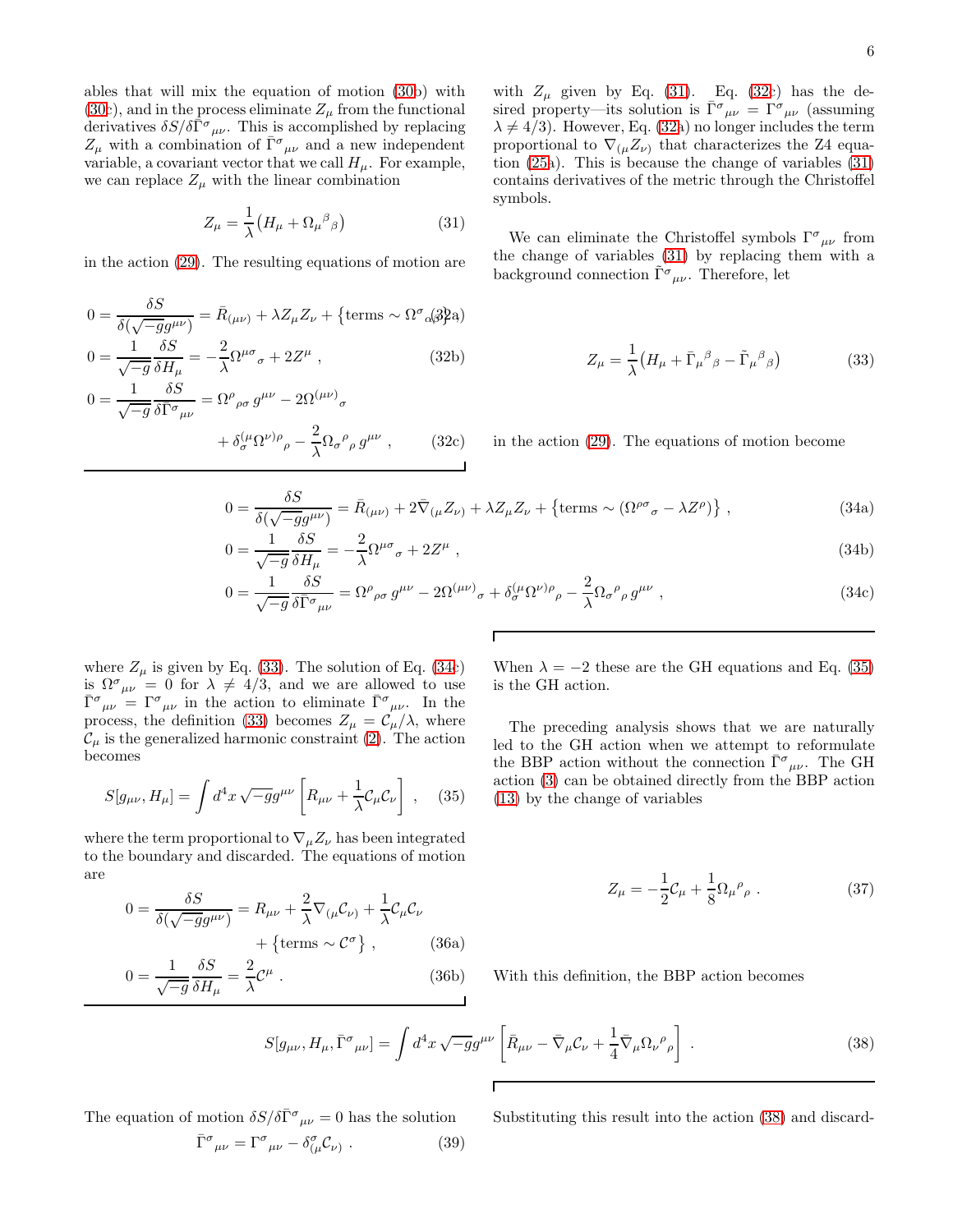ables that will mix the equation of motion (30b) with (30c), and in the process eliminate $Z_\mu$ from the functional derivatives $\delta S/\delta \bar\Gamma^\sigma{}_{\mu\nu}$. This is accomplished by replacing $Z_\mu$ with a combination of $\bar\Gamma^\sigma{}_{\mu\nu}$ and a new independent variable, a covariant vector that we call $H_\mu$. For example, we can replace $Z_\mu$ with the linear combination

$$Z_\mu = \frac{1}{\lambda}\big(H_\mu + \Omega_\mu{}^\beta{}_\beta\big) \tag{31}$$

in the action (29). The resulting equations of motion are

$$0 = \frac{\delta S}{\delta(\sqrt{-g}g^{\mu\nu})} = \bar R_{(\mu\nu)} + \lambda Z_\mu Z_\nu + \big\{\text{terms} \sim \Omega^\sigma{}_{\alpha\beta}\big\} \tag{32a}$$

$$0 = \frac{1}{\sqrt{-g}}\frac{\delta S}{\delta H_\mu} = -\frac{2}{\lambda}\Omega^{\mu\sigma}{}_\sigma + 2Z^\mu , \tag{32b}$$

$$0 = \frac{1}{\sqrt{-g}}\frac{\delta S}{\delta \bar\Gamma^\sigma{}_{\mu\nu}} = \Omega^\rho{}_{\rho\sigma}\, g^{\mu\nu} - 2\Omega^{(\mu\nu)}{}_\sigma + \delta^{(\mu}_\sigma \Omega^{\nu)\rho}{}_\rho - \frac{2}{\lambda}\Omega_\sigma{}^\rho{}_\rho\, g^{\mu\nu} , \tag{32c}$$

with $Z_\mu$ given by Eq. (31). Eq. (32c) has the desired property—its solution is $\bar\Gamma^\sigma{}_{\mu\nu} = \Gamma^\sigma{}_{\mu\nu}$ (assuming $\lambda \neq 4/3$). However, Eq. (32a) no longer includes the term proportional to $\nabla_{(\mu}Z_{\nu)}$ that characterizes the Z4 equation (25a). This is because the change of variables (31) contains derivatives of the metric through the Christoffel symbols.

We can eliminate the Christoffel symbols $\Gamma^\sigma{}_{\mu\nu}$ from the change of variables (31) by replacing them with a background connection $\tilde\Gamma^\sigma{}_{\mu\nu}$. Therefore, let

$$Z_\mu = \frac{1}{\lambda}\big(H_\mu + \bar\Gamma_\mu{}^\beta{}_\beta - \tilde\Gamma_\mu{}^\beta{}_\beta\big) \tag{33}$$

in the action (29). The equations of motion become

$$0 = \frac{\delta S}{\delta(\sqrt{-g}g^{\mu\nu})} = \bar R_{(\mu\nu)} + 2\bar\nabla_{(\mu}Z_{\nu)} + \lambda Z_\mu Z_\nu + \big\{\text{terms} \sim (\Omega^{\rho\sigma}{}_\sigma - \lambda Z^\rho)\big\} , \tag{34a}$$

$$0 = \frac{1}{\sqrt{-g}}\frac{\delta S}{\delta H_\mu} = -\frac{2}{\lambda}\Omega^{\mu\sigma}{}_\sigma + 2Z^\mu , \tag{34b}$$

$$0 = \frac{1}{\sqrt{-g}}\frac{\delta S}{\delta \bar\Gamma^\sigma{}_{\mu\nu}} = \Omega^\rho{}_{\rho\sigma}\, g^{\mu\nu} - 2\Omega^{(\mu\nu)}{}_\sigma + \delta^{(\mu}_\sigma \Omega^{\nu)\rho}{}_\rho - \frac{2}{\lambda}\Omega_\sigma{}^\rho{}_\rho\, g^{\mu\nu} , \tag{34c}$$

where $Z_\mu$ is given by Eq. (33). The solution of Eq. (34c) is $\Omega^\sigma{}_{\mu\nu} = 0$ for $\lambda \neq 4/3$, and we are allowed to use $\bar\Gamma^\sigma{}_{\mu\nu} = \Gamma^\sigma{}_{\mu\nu}$ in the action to eliminate $\bar\Gamma^\sigma{}_{\mu\nu}$. In the process, the definition (33) becomes $Z_\mu = \mathcal{C}_\mu/\lambda$, where $\mathcal{C}_\mu$ is the generalized harmonic constraint (2). The action becomes

$$S[g_{\mu\nu}, H_\mu] = \int d^4x\, \sqrt{-g} g^{\mu\nu}\left[R_{\mu\nu} + \frac{1}{\lambda}\mathcal{C}_\mu \mathcal{C}_\nu\right] , \tag{35}$$

where the term proportional to $\nabla_\mu Z_\nu$ has been integrated to the boundary and discarded. The equations of motion are

$$0 = \frac{\delta S}{\delta(\sqrt{-g}g^{\mu\nu})} = R_{\mu\nu} + \frac{2}{\lambda}\nabla_{(\mu}\mathcal{C}_{\nu)} + \frac{1}{\lambda}\mathcal{C}_\mu\mathcal{C}_\nu + \big\{\text{terms} \sim \mathcal{C}^\sigma\big\} , \tag{36a}$$

$$0 = \frac{1}{\sqrt{-g}}\frac{\delta S}{\delta H_\mu} = \frac{2}{\lambda}\mathcal{C}^\mu . \tag{36b}$$

When $\lambda = -2$ these are the GH equations and Eq. (35) is the GH action.

The preceding analysis shows that we are naturally led to the GH action when we attempt to reformulate the BBP action without the connection $\bar\Gamma^\sigma{}_{\mu\nu}$. The GH action (3) can be obtained directly from the BBP action (13) by the change of variables

$$Z_\mu = -\frac{1}{2}\mathcal{C}_\mu + \frac{1}{8}\Omega_\mu{}^\rho{}_\rho . \tag{37}$$

With this definition, the BBP action becomes

$$S[g_{\mu\nu}, H_\mu, \bar\Gamma^\sigma{}_{\mu\nu}] = \int d^4x\, \sqrt{-g} g^{\mu\nu}\left[\bar R_{\mu\nu} - \bar\nabla_\mu \mathcal{C}_\nu + \frac{1}{4}\bar\nabla_\mu \Omega_\nu{}^\rho{}_\rho\right] . \tag{38}$$

The equation of motion $\delta S/\delta\bar\Gamma^\sigma{}_{\mu\nu} = 0$ has the solution

$$\bar\Gamma^\sigma{}_{\mu\nu} = \Gamma^\sigma{}_{\mu\nu} - \delta^\sigma_{(\mu}\mathcal{C}_{\nu)} . \tag{39}$$

Substituting this result into the action (38) and discard-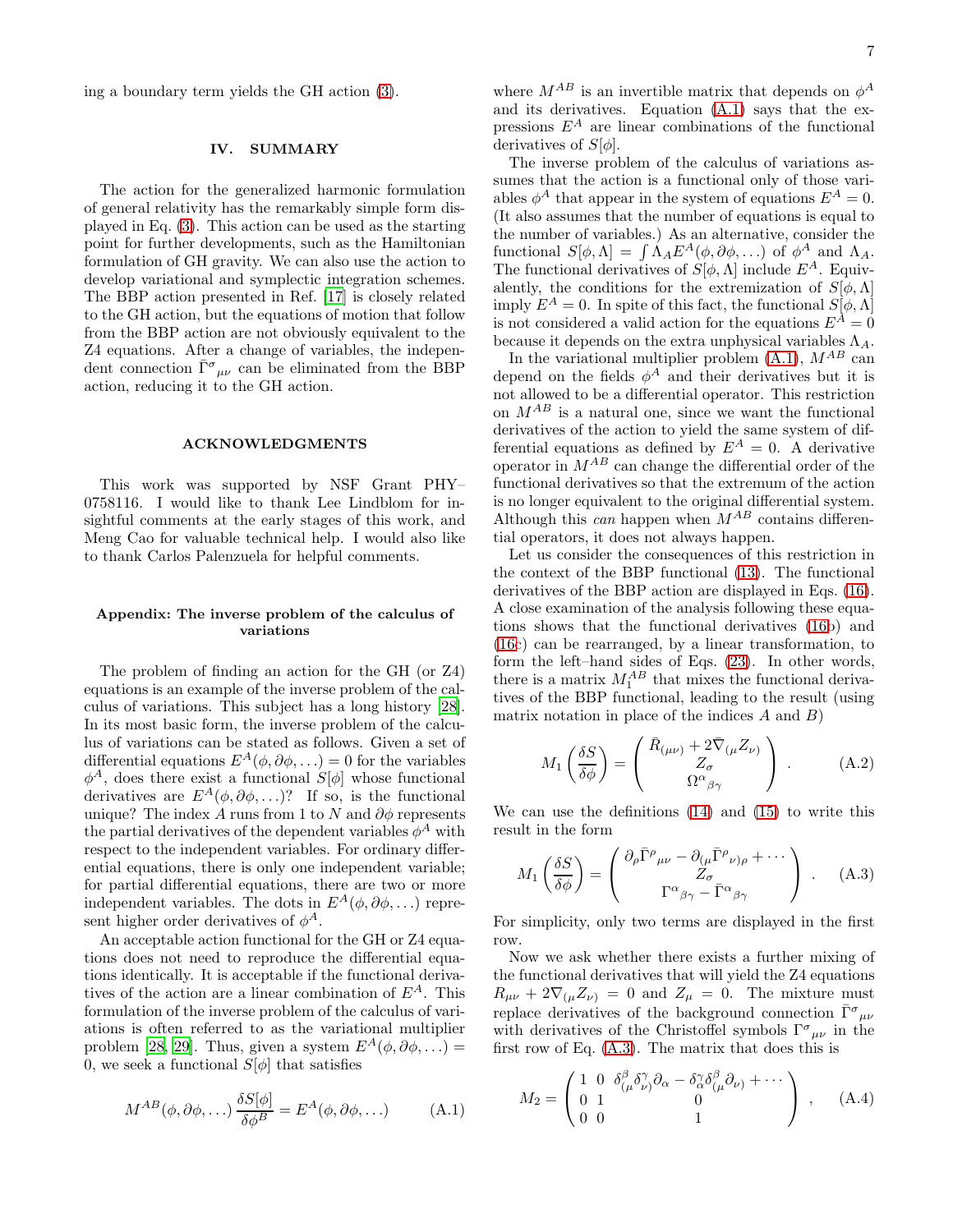ing a boundary term yields the GH action (3).

## IV. SUMMARY

The action for the generalized harmonic formulation of general relativity has the remarkably simple form displayed in Eq. (3). This action can be used as the starting point for further developments, such as the Hamiltonian formulation of GH gravity. We can also use the action to develop variational and symplectic integration schemes. The BBP action presented in Ref. [17] is closely related to the GH action, but the equations of motion that follow from the BBP action are not obviously equivalent to the Z4 equations. After a change of variables, the independent connection $\bar{\Gamma}^{\sigma}{}_{\mu\nu}$ can be eliminated from the BBP action, reducing it to the GH action.

### ACKNOWLEDGMENTS

This work was supported by NSF Grant PHY–0758116. I would like to thank Lee Lindblom for insightful comments at the early stages of this work, and Meng Cao for valuable technical help. I would also like to thank Carlos Palenzuela for helpful comments.

### Appendix: The inverse problem of the calculus of variations

The problem of finding an action for the GH (or Z4) equations is an example of the inverse problem of the calculus of variations. This subject has a long history [28]. In its most basic form, the inverse problem of the calculus of variations can be stated as follows. Given a set of differential equations $E^A(\phi, \partial\phi, \ldots) = 0$ for the variables $\phi^A$, does there exist a functional $S[\phi]$ whose functional derivatives are $E^A(\phi, \partial\phi, \ldots)$? If so, is the functional unique? The index $A$ runs from 1 to $N$ and $\partial\phi$ represents the partial derivatives of the dependent variables $\phi^A$ with respect to the independent variables. For ordinary differential equations, there is only one independent variable; for partial differential equations, there are two or more independent variables. The dots in $E^A(\phi, \partial\phi, \ldots)$ represent higher order derivatives of $\phi^A$.

An acceptable action functional for the GH or Z4 equations does not need to reproduce the differential equations identically. It is acceptable if the functional derivatives of the action are a linear combination of $E^A$. This formulation of the inverse problem of the calculus of variations is often referred to as the variational multiplier problem [28, 29]. Thus, given a system $E^A(\phi, \partial\phi, \ldots) = 0$, we seek a functional $S[\phi]$ that satisfies

$$M^{AB}(\phi, \partial\phi, \ldots)\frac{\delta S[\phi]}{\delta\phi^B} = E^A(\phi, \partial\phi, \ldots) \qquad \text{(A.1)}$$

where $M^{AB}$ is an invertible matrix that depends on $\phi^A$ and its derivatives. Equation (A.1) says that the expressions $E^A$ are linear combinations of the functional derivatives of $S[\phi]$.

The inverse problem of the calculus of variations assumes that the action is a functional only of those variables $\phi^A$ that appear in the system of equations $E^A = 0$. (It also assumes that the number of equations is equal to the number of variables.) As an alternative, consider the functional $S[\phi, \Lambda] = \int \Lambda_A E^A(\phi, \partial\phi, \ldots)$ of $\phi^A$ and $\Lambda_A$. The functional derivatives of $S[\phi, \Lambda]$ include $E^A$. Equivalently, the conditions for the extremization of $S[\phi, \Lambda]$ imply $E^A = 0$. In spite of this fact, the functional $S[\phi, \Lambda]$ is not considered a valid action for the equations $E^A = 0$ because it depends on the extra unphysical variables $\Lambda_A$.

In the variational multiplier problem (A.1), $M^{AB}$ can depend on the fields $\phi^A$ and their derivatives but it is not allowed to be a differential operator. This restriction on $M^{AB}$ is a natural one, since we want the functional derivatives of the action to yield the same system of differential equations as defined by $E^A = 0$. A derivative operator in $M^{AB}$ can change the differential order of the functional derivatives so that the extremum of the action is no longer equivalent to the original differential system. Although this *can* happen when $M^{AB}$ contains differential operators, it does not always happen.

Let us consider the consequences of this restriction in the context of the BBP functional (13). The functional derivatives of the BBP action are displayed in Eqs. (16). A close examination of the analysis following these equations shows that the functional derivatives (16b) and (16c) can be rearranged, by a linear transformation, to form the left–hand sides of Eqs. (23). In other words, there is a matrix $M_1^{AB}$ that mixes the functional derivatives of the BBP functional, leading to the result (using matrix notation in place of the indices $A$ and $B$)

$$M_1\left(\frac{\delta S}{\delta\phi}\right) = \begin{pmatrix} \bar{R}_{(\mu\nu)} + 2\bar{\nabla}_{(\mu}Z_{\nu)} \\ Z_\sigma \\ \Omega^{\alpha}{}_{\beta\gamma} \end{pmatrix} . \qquad \text{(A.2)}$$

We can use the definitions (14) and (15) to write this result in the form

$$M_1\left(\frac{\delta S}{\delta\phi}\right) = \begin{pmatrix} \partial_\rho\bar{\Gamma}^{\rho}{}_{\mu\nu} - \partial_{(\mu}\bar{\Gamma}^{\rho}{}_{\nu)\rho} + \cdots \\ Z_\sigma \\ \Gamma^{\alpha}{}_{\beta\gamma} - \bar{\Gamma}^{\alpha}{}_{\beta\gamma} \end{pmatrix} . \qquad \text{(A.3)}$$

For simplicity, only two terms are displayed in the first row.

Now we ask whether there exists a further mixing of the functional derivatives that will yield the Z4 equations $R_{\mu\nu} + 2\nabla_{(\mu}Z_{\nu)} = 0$ and $Z_\mu = 0$. The mixture must replace derivatives of the background connection $\bar{\Gamma}^{\sigma}{}_{\mu\nu}$ with derivatives of the Christoffel symbols $\Gamma^{\sigma}{}_{\mu\nu}$ in the first row of Eq. (A.3). The matrix that does this is

$$M_2 = \begin{pmatrix} 1 & 0 & \delta^{\beta}_{(\mu}\delta^{\gamma}_{\nu)}\partial_\alpha - \delta^{\gamma}_{\alpha}\delta^{\beta}_{(\mu}\partial_{\nu)} + \cdots \\ 0 & 1 & 0 \\ 0 & 0 & 1 \end{pmatrix} , \qquad \text{(A.4)}$$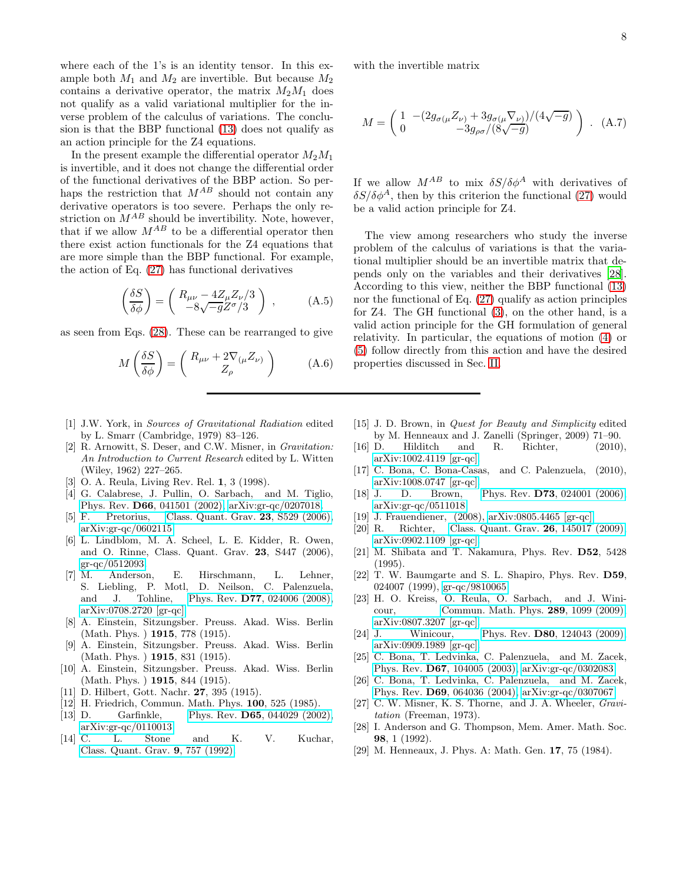where each of the 1's is an identity tensor. In this example both $M_1$ and $M_2$ are invertible. But because $M_2$ contains a derivative operator, the matrix $M_2 M_1$ does not qualify as a valid variational multiplier for the inverse problem of the calculus of variations. The conclusion is that the BBP functional (13) does not qualify as an action principle for the Z4 equations.

In the present example the differential operator $M_2 M_1$ is invertible, and it does not change the differential order of the functional derivatives of the BBP action. So perhaps the restriction that $M^{AB}$ should not contain any derivative operators is too severe. Perhaps the only restriction on $M^{AB}$ should be invertibility. Note, however, that if we allow $M^{AB}$ to be a differential operator then there exist action functionals for the Z4 equations that are more simple than the BBP functional. For example, the action of Eq. (27) has functional derivatives

$$\left(\frac{\delta S}{\delta \phi}\right) = \left( \begin{array}{c} R_{\mu\nu} - 4Z_\mu Z_\nu/3 \\ -8\sqrt{-g}Z^\sigma/3 \end{array} \right) , \qquad \text{(A.5)}$$

as seen from Eqs. (28). These can be rearranged to give

$$M\left(\frac{\delta S}{\delta \phi}\right) = \left( \begin{array}{c} R_{\mu\nu} + 2\nabla_{(\mu}Z_{\nu)} \\ Z_\rho \end{array} \right) \qquad \text{(A.6)}$$

with the invertible matrix

$$M = \left( \begin{array}{cc} 1 & -(2g_{\sigma(\mu}Z_{\nu)} + 3g_{\sigma(\mu}\nabla_{\nu)})/(4\sqrt{-g}) \\ 0 & -3g_{\rho\sigma}/(8\sqrt{-g}) \end{array} \right) . \qquad \text{(A.7)}$$

If we allow $M^{AB}$ to mix $\delta S/\delta\phi^A$ with derivatives of $\delta S/\delta\phi^A$, then by this criterion the functional (27) would be a valid action principle for Z4.

The view among researchers who study the inverse problem of the calculus of variations is that the variational multiplier should be an invertible matrix that depends only on the variables and their derivatives [28]. According to this view, neither the BBP functional (13) nor the functional of Eq. (27) qualify as action principles for Z4. The GH functional (3), on the other hand, is a valid action principle for the GH formulation of general relativity. In particular, the equations of motion (4) or (5) follow directly from this action and have the desired properties discussed in Sec. II.

---

[1] J.W. York, in *Sources of Gravitational Radiation* edited by L. Smarr (Cambridge, 1979) 83–126.
[2] R. Arnowitt, S. Deser, and C.W. Misner, in *Gravitation: An Introduction to Current Research* edited by L. Witten (Wiley, 1962) 227–265.
[3] O. A. Reula, Living Rev. Rel. **1**, 3 (1998).
[4] G. Calabrese, J. Pullin, O. Sarbach, and M. Tiglio, Phys. Rev. **D66**, 041501 (2002), arXiv:gr-qc/0207018.
[5] F. Pretorius, Class. Quant. Grav. **23**, S529 (2006), arXiv:gr-qc/0602115.
[6] L. Lindblom, M. A. Scheel, L. E. Kidder, R. Owen, and O. Rinne, Class. Quant. Grav. **23**, S447 (2006), gr-qc/0512093.
[7] M. Anderson, E. Hirschmann, L. Lehner, S. Liebling, P. Motl, D. Neilson, C. Palenzuela, and J. Tohline, Phys. Rev. **D77**, 024006 (2008), arXiv:0708.2720 [gr-qc].
[8] A. Einstein, Sitzungsber. Preuss. Akad. Wiss. Berlin (Math. Phys. ) **1915**, 778 (1915).
[9] A. Einstein, Sitzungsber. Preuss. Akad. Wiss. Berlin (Math. Phys. ) **1915**, 831 (1915).
[10] A. Einstein, Sitzungsber. Preuss. Akad. Wiss. Berlin (Math. Phys. ) **1915**, 844 (1915).
[11] D. Hilbert, Gott. Nachr. **27**, 395 (1915).
[12] H. Friedrich, Commun. Math. Phys. **100**, 525 (1985).
[13] D. Garfinkle, Phys. Rev. **D65**, 044029 (2002), arXiv:gr-qc/0110013.
[14] C. L. Stone and K. V. Kuchar, Class. Quant. Grav. **9**, 757 (1992).
[15] J. D. Brown, in *Quest for Beauty and Simplicity* edited by M. Henneaux and J. Zanelli (Springer, 2009) 71–90.
[16] D. Hilditch and R. Richter, (2010), arXiv:1002.4119 [gr-qc].
[17] C. Bona, C. Bona-Casas, and C. Palenzuela, (2010), arXiv:1008.0747 [gr-qc].
[18] J. D. Brown, Phys. Rev. **D73**, 024001 (2006), arXiv:gr-qc/0511018.
[19] J. Frauendiener, (2008), arXiv:0805.4465 [gr-qc].
[20] R. Richter, Class. Quant. Grav. **26**, 145017 (2009), arXiv:0902.1109 [gr-qc].
[21] M. Shibata and T. Nakamura, Phys. Rev. **D52**, 5428 (1995).
[22] T. W. Baumgarte and S. L. Shapiro, Phys. Rev. **D59**, 024007 (1999), gr-qc/9810065.
[23] H. O. Kreiss, O. Reula, O. Sarbach, and J. Winicour, Commun. Math. Phys. **289**, 1099 (2009), arXiv:0807.3207 [gr-qc].
[24] J. Winicour, Phys. Rev. **D80**, 124043 (2009), arXiv:0909.1989 [gr-qc].
[25] C. Bona, T. Ledvinka, C. Palenzuela, and M. Zacek, Phys. Rev. **D67**, 104005 (2003), arXiv:gr-qc/0302083.
[26] C. Bona, T. Ledvinka, C. Palenzuela, and M. Zacek, Phys. Rev. **D69**, 064036 (2004), arXiv:gr-qc/0307067.
[27] C. W. Misner, K. S. Thorne, and J. A. Wheeler, *Gravitation* (Freeman, 1973).
[28] I. Anderson and G. Thompson, Mem. Amer. Math. Soc. **98**, 1 (1992).
[29] M. Henneaux, J. Phys. A: Math. Gen. **17**, 75 (1984).